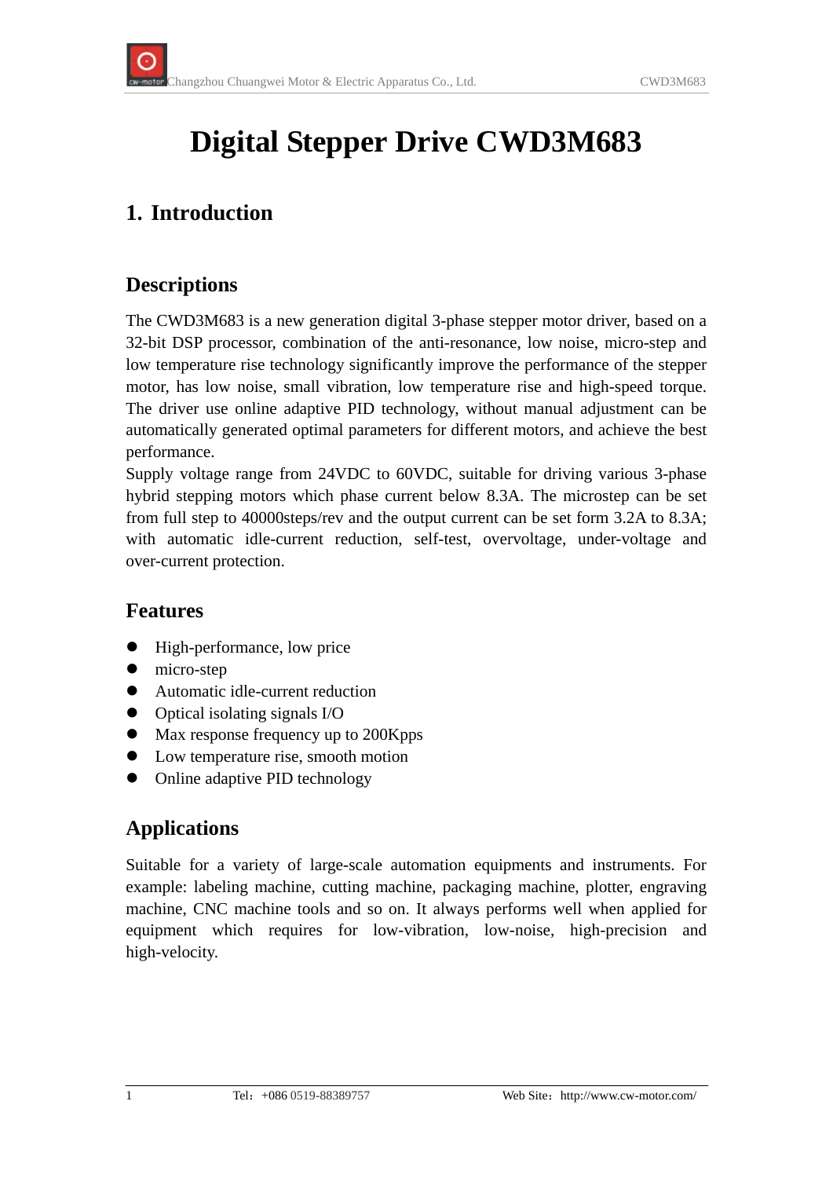# Digital Stepper Drive CWD3M683

## 1. Introduction

### Descriptions

The CWD3M683 is a new generation digital 3-phase stepper motor driver, based on a 32-bit DSP processor, combination of the anti-resonance, low noise, micro-step and low temperature rise technology significantly improve the performance of the stepper motor, has low noise, small vibration, low temperature rise and high-speed torque. The driver use online adaptive PID technology, without manual adjustment can be automatically generated optimal parameters for different motors, and achieve the best performance.

Supply voltage range from 24VDC to 60VDC, suitable for driving various 3-phase hybrid stepping motors which phase current below 8.3A. The microstep can be set from full step to 40000steps/rev and the output current can be set form 3.2A to 8.3A; with automatic idle-current reduction, self-test, overvoltage, under-voltage and over-current protection.

### Features

- High-performance, low price
- micro-step
- Automatic idle-current reduction
- Optical isolating signals I/O
- Max response frequency up to 200Kpps
- Low temperature rise, smooth motion
- Online adaptive PID technology

### Applications

Suitable for a variety of large-scale automation equipments and instruments. For example: labeling machine, cutting machine, packaging machine, plotter, engraving machine, CNC machine tools and so on. It always performs well when applied for equipment which requires for low-vibration, low-noise, high-precision and high-velocity.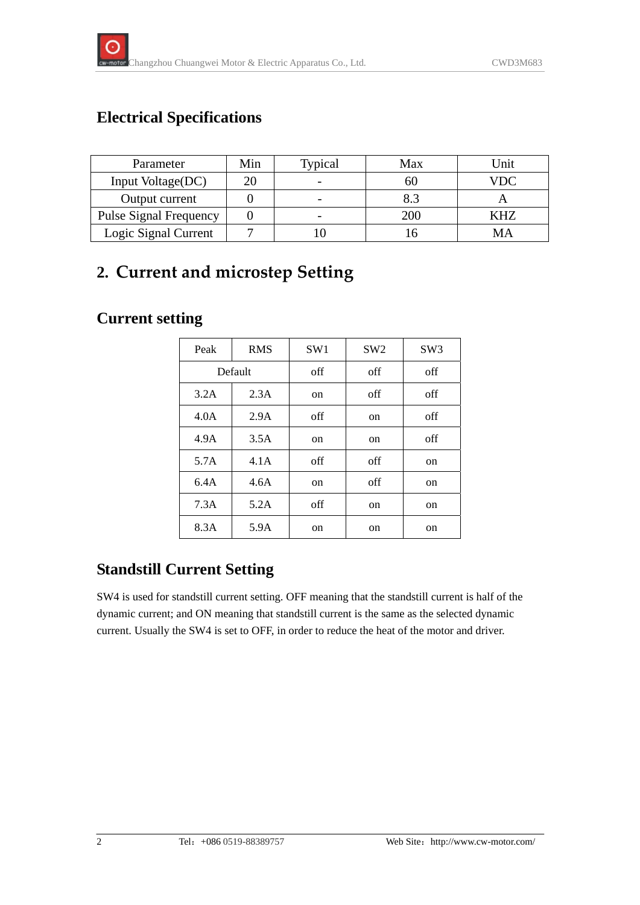## Electrical Specifications

| Parameter | Min | Typical | Max | Unit |
|---|---|---|---|---|
| Input Voltage(DC) | 20 | - | 60 | VDC |
| Output current | 0 | - | 8.3 | A |
| Pulse Signal Frequency | 0 | - | 200 | KHZ |
| Logic Signal Current | 7 | 10 | 16 | MA |

# 2. Current and microstep Setting

## Current setting

| Peak | RMS | SW1 | SW2 | SW3 |
|---|---|---|---|---|
| Default | | off | off | off |
| 3.2A | 2.3A | on | off | off |
| 4.0A | 2.9A | off | on | off |
| 4.9A | 3.5A | on | on | off |
| 5.7A | 4.1A | off | off | on |
| 6.4A | 4.6A | on | off | on |
| 7.3A | 5.2A | off | on | on |
| 8.3A | 5.9A | on | on | on |

## Standstill Current Setting

SW4 is used for standstill current setting. OFF meaning that the standstill current is half of the dynamic current; and ON meaning that standstill current is the same as the selected dynamic current. Usually the SW4 is set to OFF, in order to reduce the heat of the motor and driver.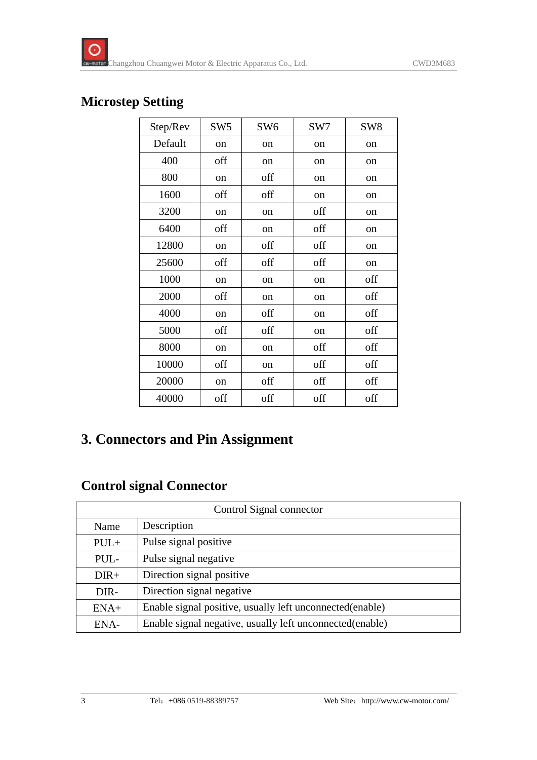## Microstep Setting

| Step/Rev | SW5 | SW6 | SW7 | SW8 |
|---|---|---|---|---|
| Default | on | on | on | on |
| 400 | off | on | on | on |
| 800 | on | off | on | on |
| 1600 | off | off | on | on |
| 3200 | on | on | off | on |
| 6400 | off | on | off | on |
| 12800 | on | off | off | on |
| 25600 | off | off | off | on |
| 1000 | on | on | on | off |
| 2000 | off | on | on | off |
| 4000 | on | off | on | off |
| 5000 | off | off | on | off |
| 8000 | on | on | off | off |
| 10000 | off | on | off | off |
| 20000 | on | off | off | off |
| 40000 | off | off | off | off |

# 3. Connectors and Pin Assignment

## Control signal Connector

| Control Signal connector | |
|---|---|
| Name | Description |
| PUL+ | Pulse signal positive |
| PUL- | Pulse signal negative |
| DIR+ | Direction signal positive |
| DIR- | Direction signal negative |
| ENA+ | Enable signal positive, usually left unconnected(enable) |
| ENA- | Enable signal negative, usually left unconnected(enable) |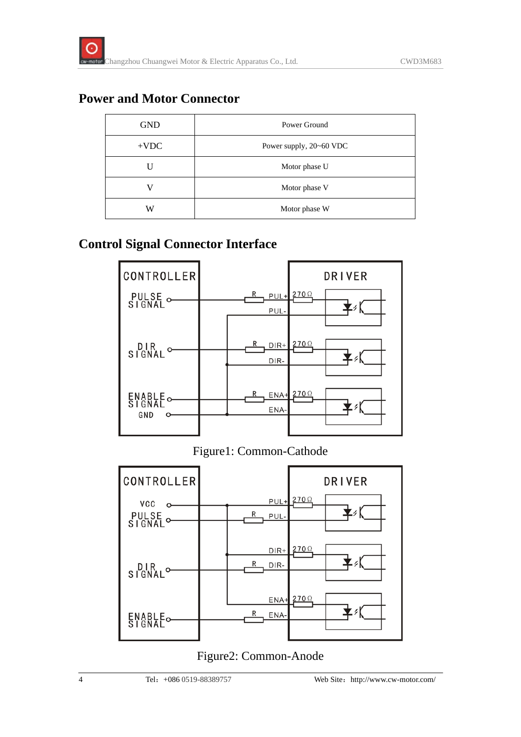## Power and Motor Connector

| GND | Power Ground |
|---|---|
| +VDC | Power supply, 20~60 VDC |
| U | Motor phase U |
| V | Motor phase V |
| W | Motor phase W |

## Control Signal Connector Interface

Figure1: Common-Cathode

Figure2: Common-Anode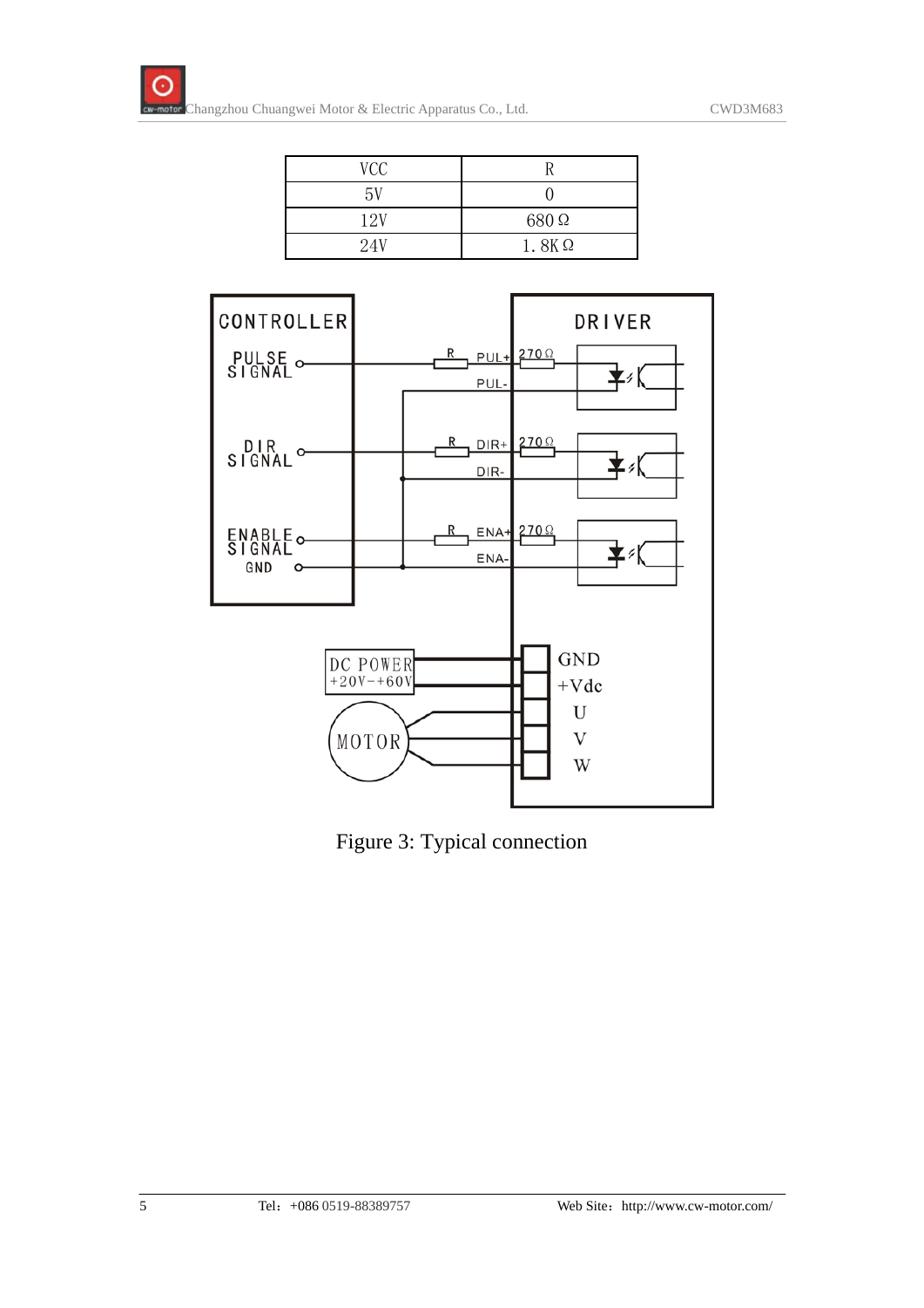| VCC | R |
| --- | --- |
| 5V | 0 |
| 12V | 680Ω |
| 24V | 1.8KΩ |

Figure 3: Typical connection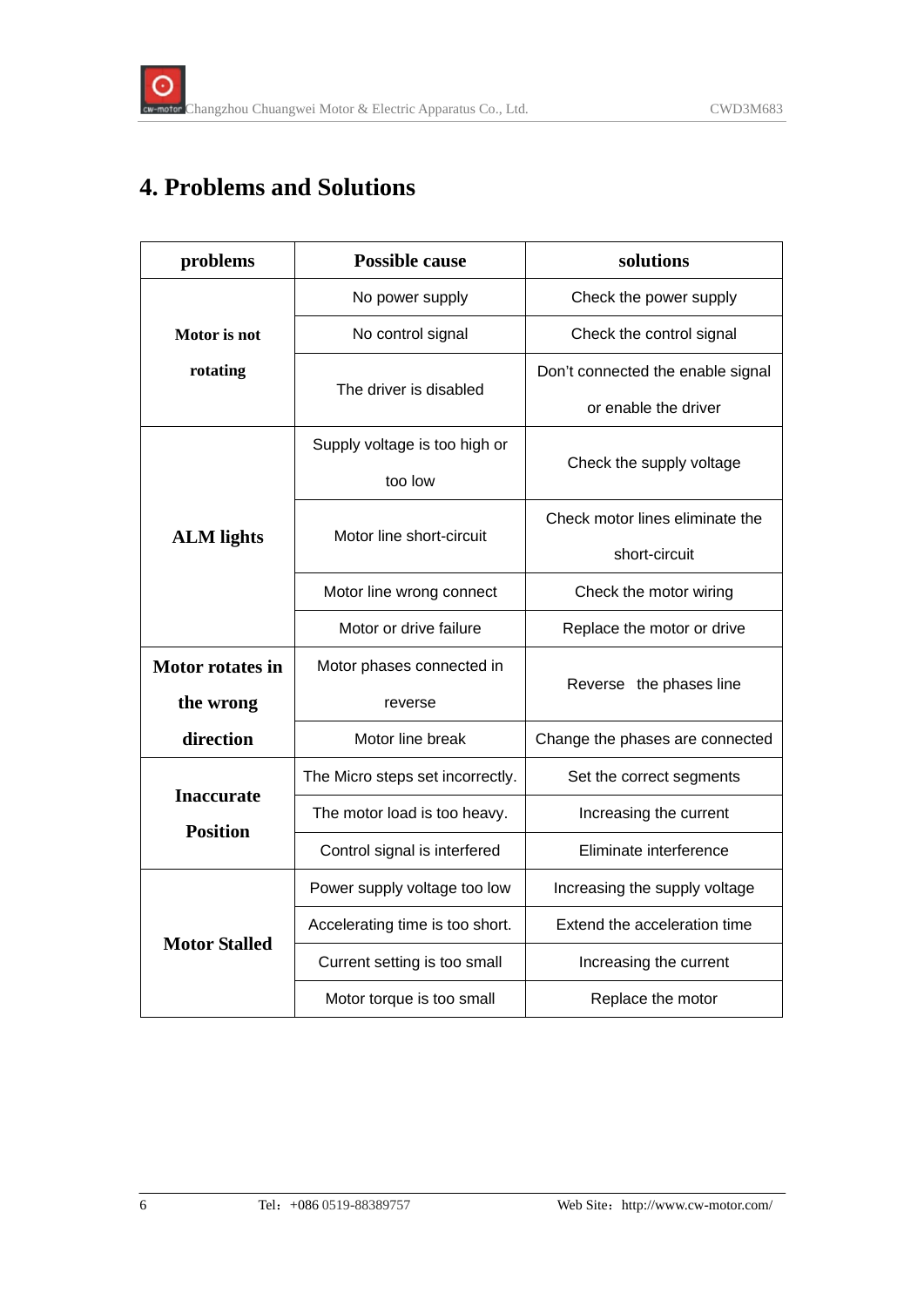# 4. Problems and Solutions

| problems | Possible cause | solutions |
| --- | --- | --- |
| Motor is not rotating | No power supply | Check the power supply |
| | No control signal | Check the control signal |
| | The driver is disabled | Don't connected the enable signal or enable the driver |
| ALM lights | Supply voltage is too high or too low | Check the supply voltage |
| | Motor line short-circuit | Check motor lines eliminate the short-circuit |
| | Motor line wrong connect | Check the motor wiring |
| | Motor or drive failure | Replace the motor or drive |
| Motor rotates in the wrong direction | Motor phases connected in reverse | Reverse the phases line |
| | Motor line break | Change the phases are connected |
| Inaccurate Position | The Micro steps set incorrectly. | Set the correct segments |
| | The motor load is too heavy. | Increasing the current |
| | Control signal is interfered | Eliminate interference |
| Motor Stalled | Power supply voltage too low | Increasing the supply voltage |
| | Accelerating time is too short. | Extend the acceleration time |
| | Current setting is too small | Increasing the current |
| | Motor torque is too small | Replace the motor |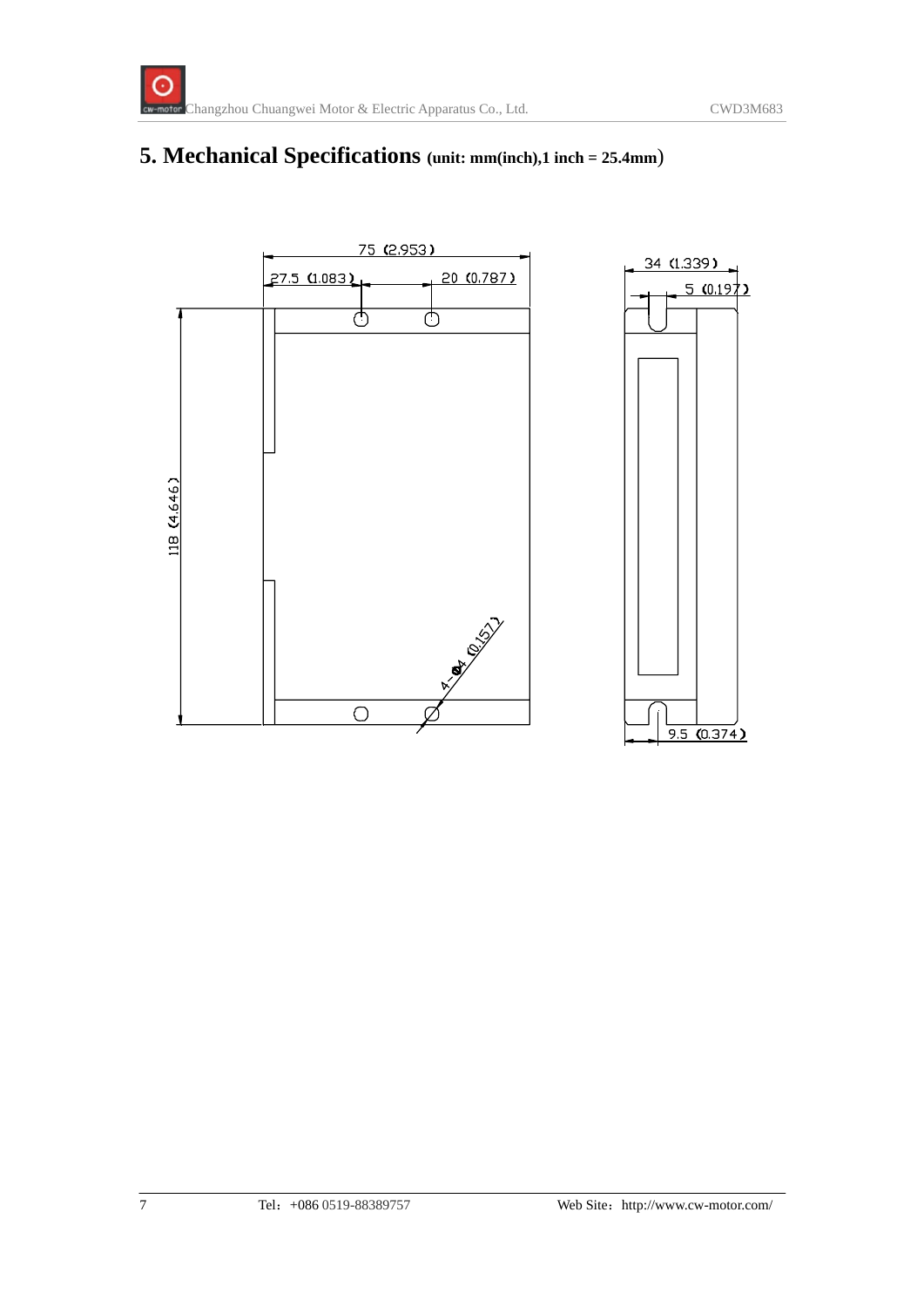## 5. Mechanical Specifications (unit: mm(inch),1 inch = 25.4mm)

75 (2.953)

27.5 (1.083)

20 (0.787)

118 (4.646)

4-Φ4 (0.157)

34 (1.339)

5 (0.197)

9.5 (0.374)